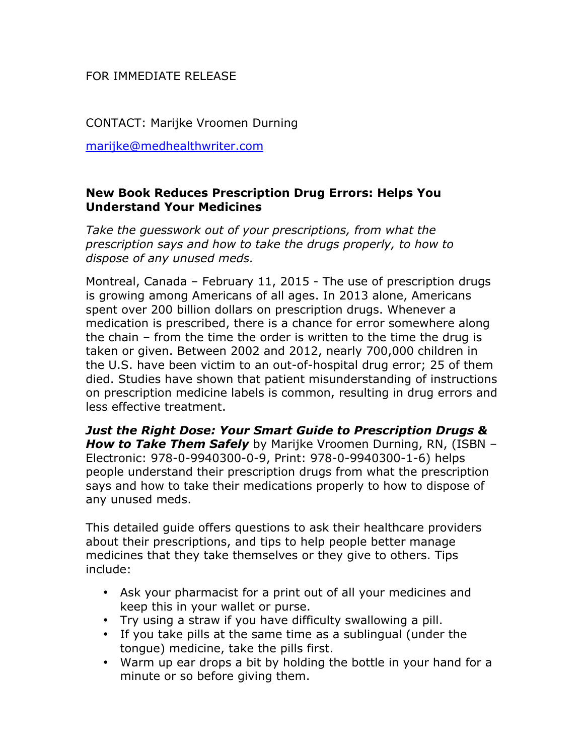FOR IMMEDIATE RELEASE

CONTACT: Marijke Vroomen Durning

marijke@medhealthwriter.com

**New Book Reduces Prescription Drug Errors: Helps You Understand Your Medicines**

*Take the guesswork out of your prescriptions, from what the prescription says and how to take the drugs properly, to how to dispose of any unused meds.*

Montreal, Canada – February 11, 2015 - The use of prescription drugs is growing among Americans of all ages. In 2013 alone, Americans spent over 200 billion dollars on prescription drugs. Whenever a medication is prescribed, there is a chance for error somewhere along the chain – from the time the order is written to the time the drug is taken or given. Between 2002 and 2012, nearly 700,000 children in the U.S. have been victim to an out-of-hospital drug error; 25 of them died. Studies have shown that patient misunderstanding of instructions on prescription medicine labels is common, resulting in drug errors and less effective treatment.

***Just the Right Dose: Your Smart Guide to Prescription Drugs & How to Take Them Safely*** by Marijke Vroomen Durning, RN, (ISBN – Electronic: 978-0-9940300-0-9, Print: 978-0-9940300-1-6) helps people understand their prescription drugs from what the prescription says and how to take their medications properly to how to dispose of any unused meds.

This detailed guide offers questions to ask their healthcare providers about their prescriptions, and tips to help people better manage medicines that they take themselves or they give to others. Tips include:

- Ask your pharmacist for a print out of all your medicines and keep this in your wallet or purse.
- Try using a straw if you have difficulty swallowing a pill.
- If you take pills at the same time as a sublingual (under the tongue) medicine, take the pills first.
- Warm up ear drops a bit by holding the bottle in your hand for a minute or so before giving them.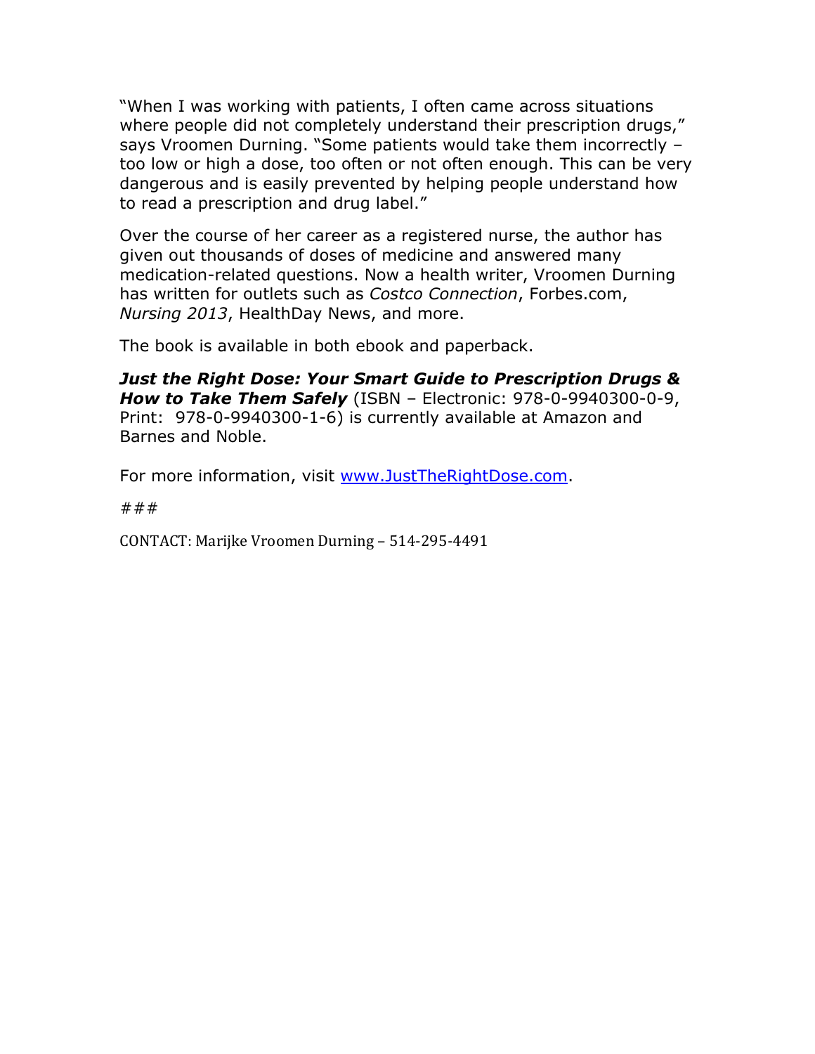"When I was working with patients, I often came across situations where people did not completely understand their prescription drugs," says Vroomen Durning. "Some patients would take them incorrectly – too low or high a dose, too often or not often enough. This can be very dangerous and is easily prevented by helping people understand how to read a prescription and drug label."

Over the course of her career as a registered nurse, the author has given out thousands of doses of medicine and answered many medication-related questions. Now a health writer, Vroomen Durning has written for outlets such as *Costco Connection*, Forbes.com, *Nursing 2013*, HealthDay News, and more.

The book is available in both ebook and paperback.

***Just the Right Dose: Your Smart Guide to Prescription Drugs & How to Take Them Safely*** (ISBN – Electronic: 978-0-9940300-0-9, Print: 978-0-9940300-1-6) is currently available at Amazon and Barnes and Noble.

For more information, visit [www.JustTheRightDose.com](http://www.JustTheRightDose.com).

###

CONTACT: Marijke Vroomen Durning – 514-295-4491